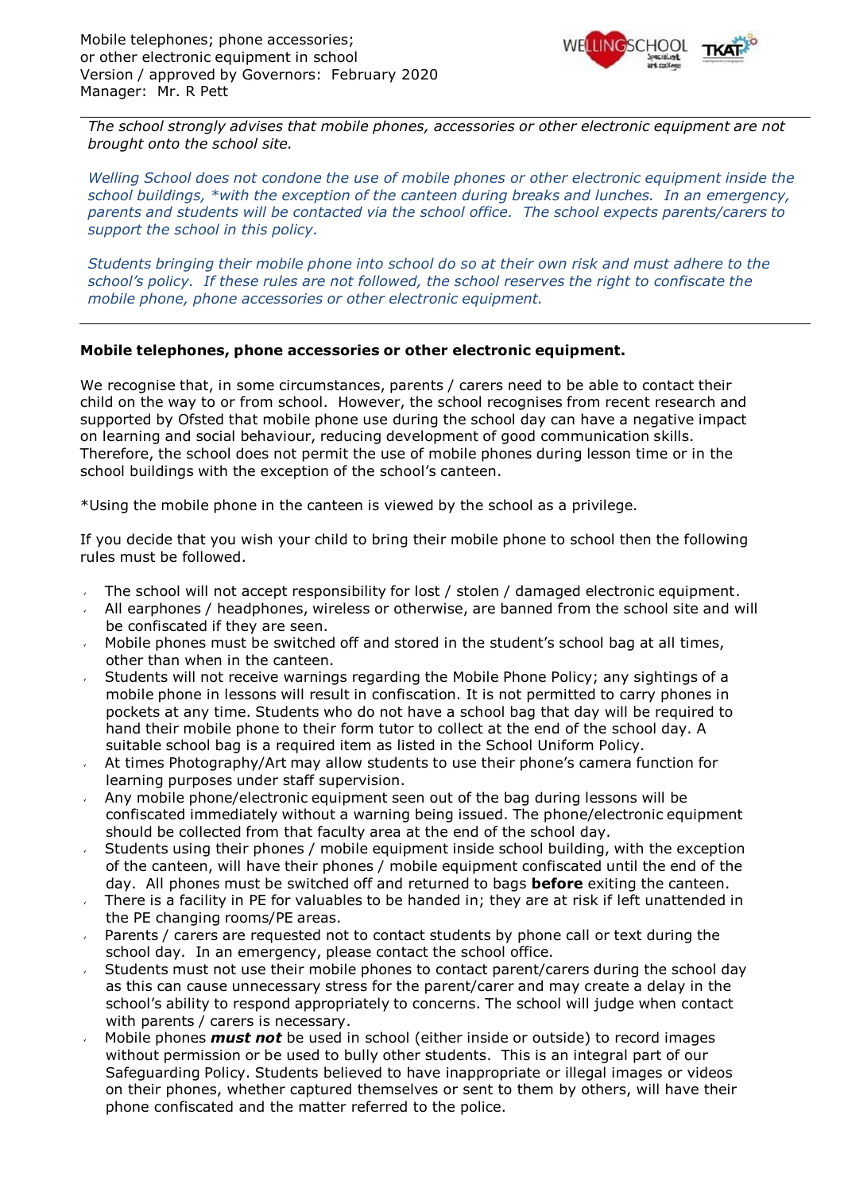Mobile telephones; phone accessories;
or other electronic equipment in school
Version / approved by Governors: February 2020
Manager: Mr. R Pett

*The school strongly advises that mobile phones, accessories or other electronic equipment are not brought onto the school site.*

*Welling School does not condone the use of mobile phones or other electronic equipment inside the school buildings, *with the exception of the canteen during breaks and lunches. In an emergency, parents and students will be contacted via the school office. The school expects parents/carers to support the school in this policy.*

*Students bringing their mobile phone into school do so at their own risk and must adhere to the school's policy. If these rules are not followed, the school reserves the right to confiscate the mobile phone, phone accessories or other electronic equipment.*

---

**Mobile telephones, phone accessories or other electronic equipment.**

We recognise that, in some circumstances, parents / carers need to be able to contact their child on the way to or from school. However, the school recognises from recent research and supported by Ofsted that mobile phone use during the school day can have a negative impact on learning and social behaviour, reducing development of good communication skills. Therefore, the school does not permit the use of mobile phones during lesson time or in the school buildings with the exception of the school's canteen.

*Using the mobile phone in the canteen is viewed by the school as a privilege.

If you decide that you wish your child to bring their mobile phone to school then the following rules must be followed.

- The school will not accept responsibility for lost / stolen / damaged electronic equipment.
- All earphones / headphones, wireless or otherwise, are banned from the school site and will be confiscated if they are seen.
- Mobile phones must be switched off and stored in the student's school bag at all times, other than when in the canteen.
- Students will not receive warnings regarding the Mobile Phone Policy; any sightings of a mobile phone in lessons will result in confiscation. It is not permitted to carry phones in pockets at any time. Students who do not have a school bag that day will be required to hand their mobile phone to their form tutor to collect at the end of the school day. A suitable school bag is a required item as listed in the School Uniform Policy.
- At times Photography/Art may allow students to use their phone's camera function for learning purposes under staff supervision.
- Any mobile phone/electronic equipment seen out of the bag during lessons will be confiscated immediately without a warning being issued. The phone/electronic equipment should be collected from that faculty area at the end of the school day.
- Students using their phones / mobile equipment inside school building, with the exception of the canteen, will have their phones / mobile equipment confiscated until the end of the day. All phones must be switched off and returned to bags **before** exiting the canteen.
- There is a facility in PE for valuables to be handed in; they are at risk if left unattended in the PE changing rooms/PE areas.
- Parents / carers are requested not to contact students by phone call or text during the school day. In an emergency, please contact the school office.
- Students must not use their mobile phones to contact parent/carers during the school day as this can cause unnecessary stress for the parent/carer and may create a delay in the school's ability to respond appropriately to concerns. The school will judge when contact with parents / carers is necessary.
- Mobile phones ***must not*** be used in school (either inside or outside) to record images without permission or be used to bully other students. This is an integral part of our Safeguarding Policy. Students believed to have inappropriate or illegal images or videos on their phones, whether captured themselves or sent to them by others, will have their phone confiscated and the matter referred to the police.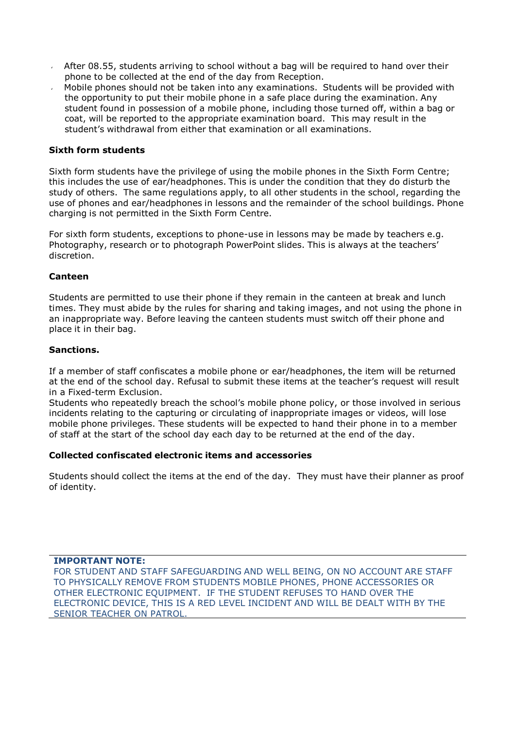- After 08.55, students arriving to school without a bag will be required to hand over their phone to be collected at the end of the day from Reception.
- Mobile phones should not be taken into any examinations. Students will be provided with the opportunity to put their mobile phone in a safe place during the examination. Any student found in possession of a mobile phone, including those turned off, within a bag or coat, will be reported to the appropriate examination board. This may result in the student's withdrawal from either that examination or all examinations.

**Sixth form students**

Sixth form students have the privilege of using the mobile phones in the Sixth Form Centre; this includes the use of ear/headphones. This is under the condition that they do disturb the study of others. The same regulations apply, to all other students in the school, regarding the use of phones and ear/headphones in lessons and the remainder of the school buildings. Phone charging is not permitted in the Sixth Form Centre.

For sixth form students, exceptions to phone-use in lessons may be made by teachers e.g. Photography, research or to photograph PowerPoint slides. This is always at the teachers' discretion.

**Canteen**

Students are permitted to use their phone if they remain in the canteen at break and lunch times. They must abide by the rules for sharing and taking images, and not using the phone in an inappropriate way. Before leaving the canteen students must switch off their phone and place it in their bag.

**Sanctions.**

If a member of staff confiscates a mobile phone or ear/headphones, the item will be returned at the end of the school day. Refusal to submit these items at the teacher's request will result in a Fixed-term Exclusion.
Students who repeatedly breach the school's mobile phone policy, or those involved in serious incidents relating to the capturing or circulating of inappropriate images or videos, will lose mobile phone privileges. These students will be expected to hand their phone in to a member of staff at the start of the school day each day to be returned at the end of the day.

**Collected confiscated electronic items and accessories**

Students should collect the items at the end of the day. They must have their planner as proof of identity.

**IMPORTANT NOTE:**
FOR STUDENT AND STAFF SAFEGUARDING AND WELL BEING, ON NO ACCOUNT ARE STAFF TO PHYSICALLY REMOVE FROM STUDENTS MOBILE PHONES, PHONE ACCESSORIES OR OTHER ELECTRONIC EQUIPMENT. IF THE STUDENT REFUSES TO HAND OVER THE ELECTRONIC DEVICE, THIS IS A RED LEVEL INCIDENT AND WILL BE DEALT WITH BY THE SENIOR TEACHER ON PATROL.